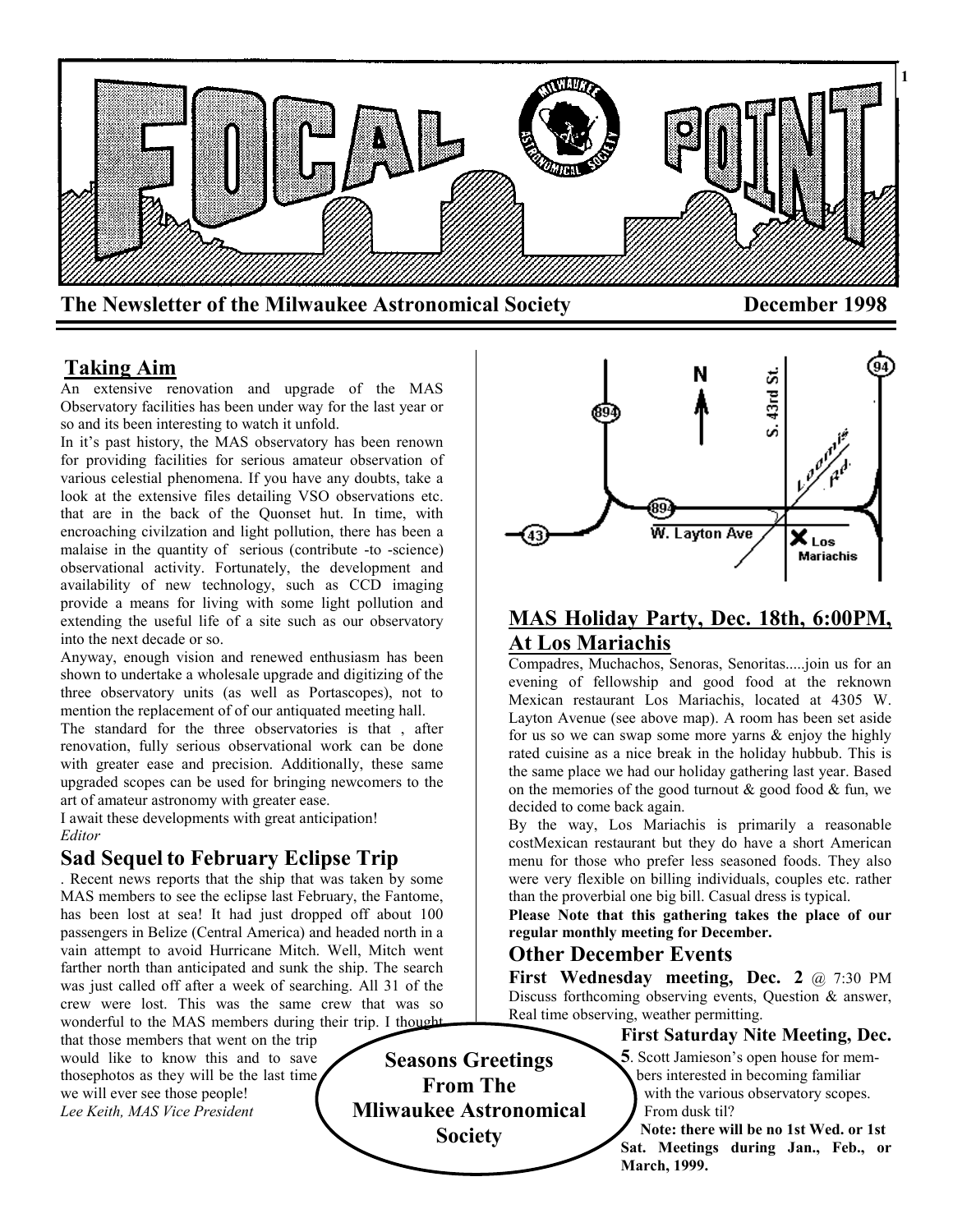# FOCAL POINT

**The Newsletter of the Milwaukee Astronomical Society** **December 1998**

## Taking Aim

An extensive renovation and upgrade of the MAS Observatory facilities has been under way for the last year or so and its been interesting to watch it unfold.

In it's past history, the MAS observatory has been renown for providing facilities for serious amateur observation of various celestial phenomena. If you have any doubts, take a look at the extensive files detailing VSO observations etc. that are in the back of the Quonset hut. In time, with encroaching civilzation and light pollution, there has been a malaise in the quantity of serious (contribute -to -science) observational activity. Fortunately, the development and availability of new technology, such as CCD imaging provide a means for living with some light pollution and extending the useful life of a site such as our observatory into the next decade or so.

Anyway, enough vision and renewed enthusiasm has been shown to undertake a wholesale upgrade and digitizing of the three observatory units (as well as Portascopes), not to mention the replacement of of our antiquated meeting hall.

The standard for the three observatories is that , after renovation, fully serious observational work can be done with greater ease and precision. Additionally, these same upgraded scopes can be used for bringing newcomers to the art of amateur astronomy with greater ease.

I await these developments with great anticipation!

*Editor*

## Sad Sequel to February Eclipse Trip

. Recent news reports that the ship that was taken by some MAS members to see the eclipse last February, the Fantome, has been lost at sea! It had just dropped off about 100 passengers in Belize (Central America) and headed north in a vain attempt to avoid Hurricane Mitch. Well, Mitch went farther north than anticipated and sunk the ship. The search was just called off after a week of searching. All 31 of the crew were lost. This was the same crew that was so wonderful to the MAS members during their trip. I thought that those members that went on the trip would like to know this and to save thosephotos as they will be the last time we will ever see those people!

*Lee Keith, MAS Vice President*

**Seasons Greetings From The Mliwaukee Astronomical Society**

## MAS Holiday Party, Dec. 18th, 6:00PM, At Los Mariachis

Compadres, Muchachos, Senoras, Senoritas.....join us for an evening of fellowship and good food at the reknown Mexican restaurant Los Mariachis, located at 4305 W. Layton Avenue (see above map). A room has been set aside for us so we can swap some more yarns & enjoy the highly rated cuisine as a nice break in the holiday hubbub. This is the same place we had our holiday gathering last year. Based on the memories of the good turnout & good food & fun, we decided to come back again.

By the way, Los Mariachis is primarily a reasonable costMexican restaurant but they do have a short American menu for those who prefer less seasoned foods. They also were very flexible on billing individuals, couples etc. rather than the proverbial one big bill. Casual dress is typical.

**Please Note that this gathering takes the place of our regular monthly meeting for December.**

## Other December Events

**First Wednesday meeting, Dec. 2** @ 7:30 PM Discuss forthcoming observing events, Question & answer, Real time observing, weather permitting.

**First Saturday Nite Meeting, Dec. 5**. Scott Jamieson's open house for members interested in becoming familiar with the various observatory scopes. From dusk til?

**Note: there will be no 1st Wed. or 1st Sat. Meetings during Jan., Feb., or March, 1999.**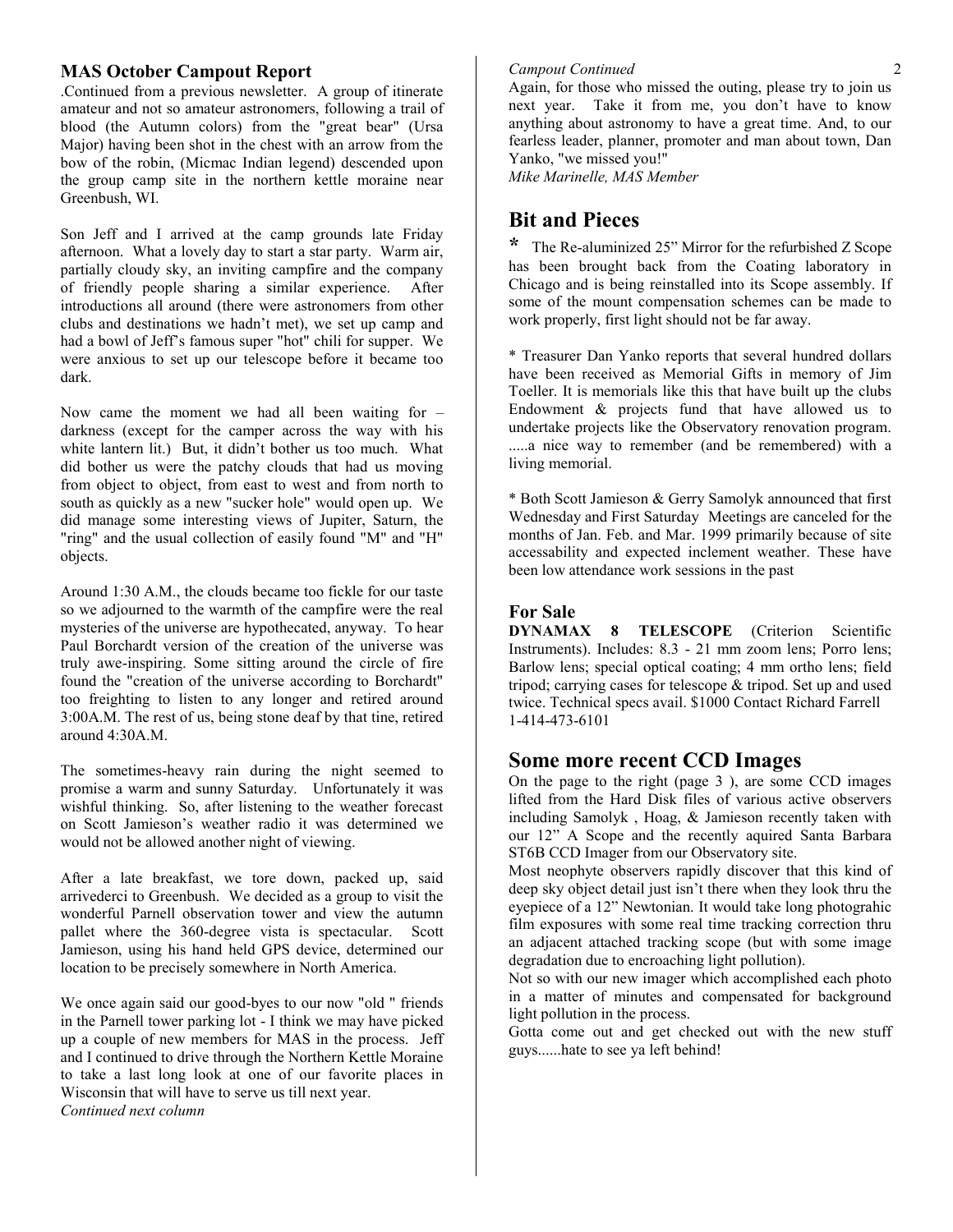### MAS October Campout Report

.Continued from a previous newsletter. A group of itinerate amateur and not so amateur astronomers, following a trail of blood (the Autumn colors) from the "great bear" (Ursa Major) having been shot in the chest with an arrow from the bow of the robin, (Micmac Indian legend) descended upon the group camp site in the northern kettle moraine near Greenbush, WI.

Son Jeff and I arrived at the camp grounds late Friday afternoon. What a lovely day to start a star party. Warm air, partially cloudy sky, an inviting campfire and the company of friendly people sharing a similar experience. After introductions all around (there were astronomers from other clubs and destinations we hadn't met), we set up camp and had a bowl of Jeff's famous super "hot" chili for supper. We were anxious to set up our telescope before it became too dark.

Now came the moment we had all been waiting for – darkness (except for the camper across the way with his white lantern lit.) But, it didn't bother us too much. What did bother us were the patchy clouds that had us moving from object to object, from east to west and from north to south as quickly as a new "sucker hole" would open up. We did manage some interesting views of Jupiter, Saturn, the "ring" and the usual collection of easily found "M" and "H" objects.

Around 1:30 A.M., the clouds became too fickle for our taste so we adjourned to the warmth of the campfire were the real mysteries of the universe are hypothecated, anyway. To hear Paul Borchardt version of the creation of the universe was truly awe-inspiring. Some sitting around the circle of fire found the "creation of the universe according to Borchardt" too freighting to listen to any longer and retired around 3:00A.M. The rest of us, being stone deaf by that tine, retired around 4:30A.M.

The sometimes-heavy rain during the night seemed to promise a warm and sunny Saturday. Unfortunately it was wishful thinking. So, after listening to the weather forecast on Scott Jamieson's weather radio it was determined we would not be allowed another night of viewing.

After a late breakfast, we tore down, packed up, said arrivederci to Greenbush. We decided as a group to visit the wonderful Parnell observation tower and view the autumn pallet where the 360-degree vista is spectacular. Scott Jamieson, using his hand held GPS device, determined our location to be precisely somewhere in North America.

We once again said our good-byes to our now "old " friends in the Parnell tower parking lot - I think we may have picked up a couple of new members for MAS in the process. Jeff and I continued to drive through the Northern Kettle Moraine to take a last long look at one of our favorite places in Wisconsin that will have to serve us till next year.

*Continued next column*

*Campout Continued*

Again, for those who missed the outing, please try to join us next year. Take it from me, you don't have to know anything about astronomy to have a great time. And, to our fearless leader, planner, promoter and man about town, Dan Yanko, "we missed you!"

*Mike Marinelle, MAS Member*

## Bit and Pieces

* The Re-aluminized 25" Mirror for the refurbished Z Scope has been brought back from the Coating laboratory in Chicago and is being reinstalled into its Scope assembly. If some of the mount compensation schemes can be made to work properly, first light should not be far away.

* Treasurer Dan Yanko reports that several hundred dollars have been received as Memorial Gifts in memory of Jim Toeller. It is memorials like this that have built up the clubs Endowment & projects fund that have allowed us to undertake projects like the Observatory renovation program. .....a nice way to remember (and be remembered) with a living memorial.

* Both Scott Jamieson & Gerry Samolyk announced that first Wednesday and First Saturday Meetings are canceled for the months of Jan. Feb. and Mar. 1999 primarily because of site accessability and expected inclement weather. These have been low attendance work sessions in the past

### For Sale

**DYNAMAX 8 TELESCOPE** (Criterion Scientific Instruments). Includes: 8.3 - 21 mm zoom lens; Porro lens; Barlow lens; special optical coating; 4 mm ortho lens; field tripod; carrying cases for telescope & tripod. Set up and used twice. Technical specs avail. $1000 Contact Richard Farrell 1-414-473-6101

## Some more recent CCD Images

On the page to the right (page 3 ), are some CCD images lifted from the Hard Disk files of various active observers including Samolyk , Hoag, & Jamieson recently taken with our 12" A Scope and the recently aquired Santa Barbara ST6B CCD Imager from our Observatory site.

Most neophyte observers rapidly discover that this kind of deep sky object detail just isn't there when they look thru the eyepiece of a 12" Newtonian. It would take long photograhic film exposures with some real time tracking correction thru an adjacent attached tracking scope (but with some image degradation due to encroaching light pollution).

Not so with our new imager which accomplished each photo in a matter of minutes and compensated for background light pollution in the process.

Gotta come out and get checked out with the new stuff guys......hate to see ya left behind!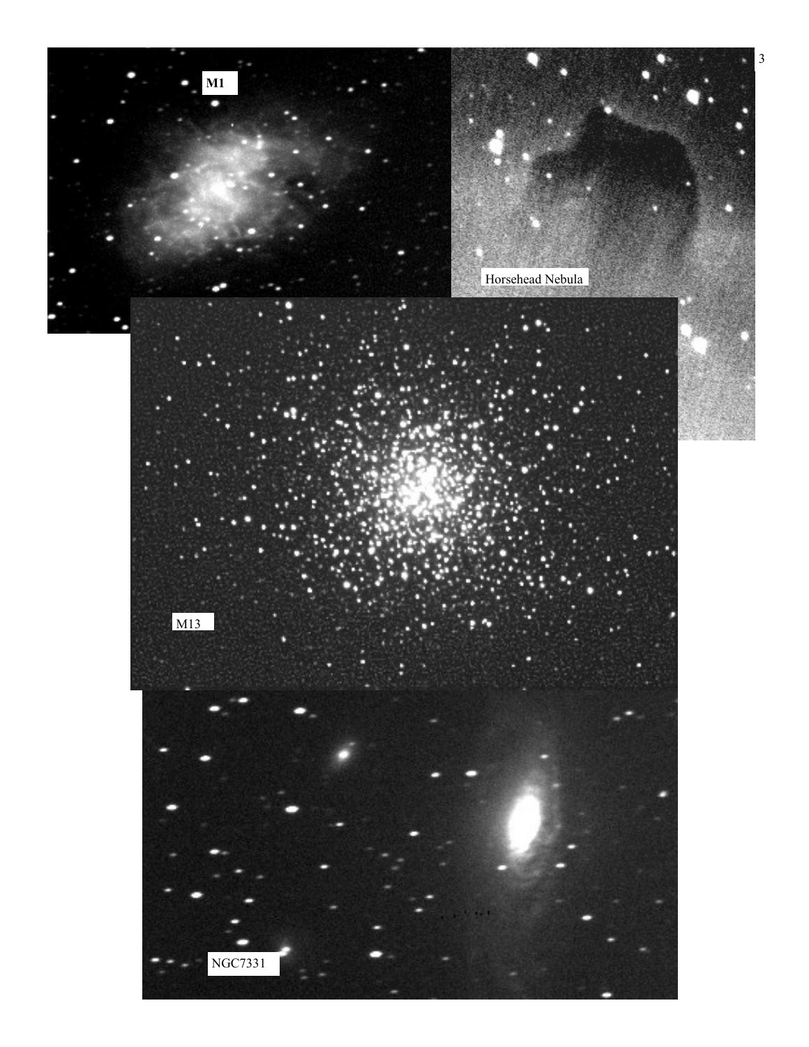M1

Horsehead Nebula

M13

NGC7331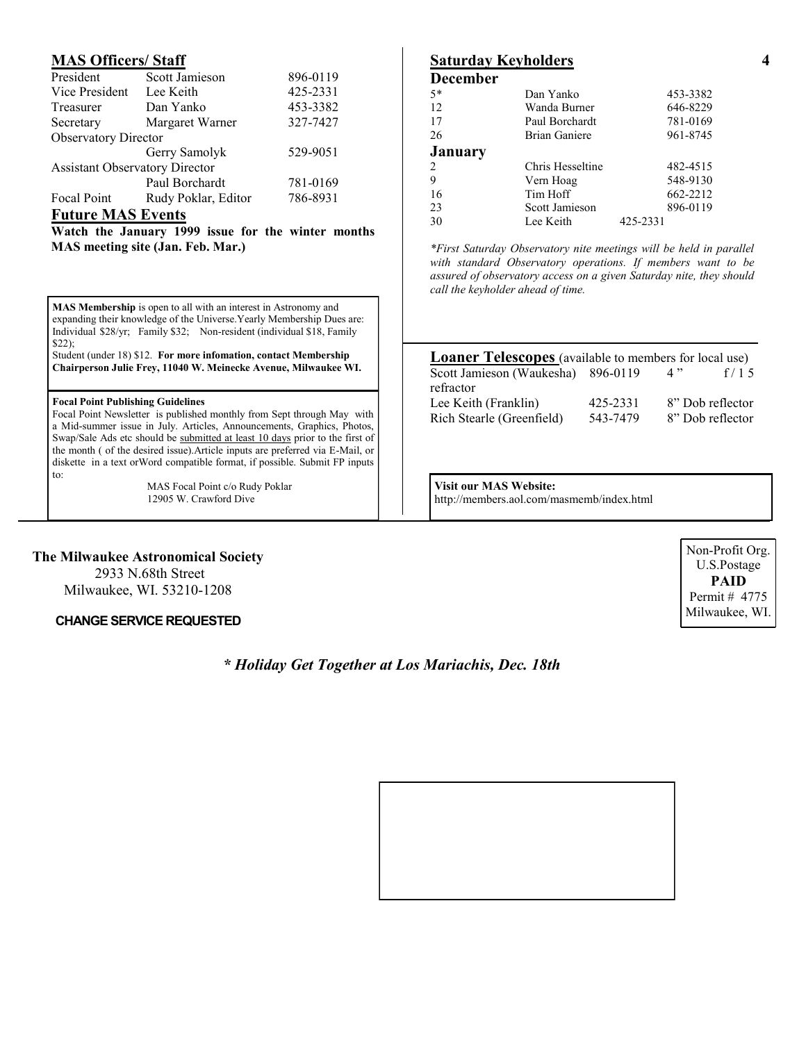## MAS Officers/ Staff

| | | |
|---|---|---|
| President | Scott Jamieson | 896-0119 |
| Vice President | Lee Keith | 425-2331 |
| Treasurer | Dan Yanko | 453-3382 |
| Secretary | Margaret Warner | 327-7427 |
| Observatory Director | | |
| | Gerry Samolyk | 529-9051 |
| Assistant Observatory Director | | |
| | Paul Borchardt | 781-0169 |
| Focal Point | Rudy Poklar, Editor | 786-8931 |

## Future MAS Events

**Watch the January 1999 issue for the winter months MAS meeting site (Jan. Feb. Mar.)**

**MAS Membership** is open to all with an interest in Astronomy and expanding their knowledge of the Universe.Yearly Membership Dues are: Individual $28/yr; Family $32; Non-resident (individual $18, Family $22);
Student (under 18) $12. **For more infomation, contact Membership Chairperson Julie Frey, 11040 W. Meinecke Avenue, Milwaukee WI.**

**Focal Point Publishing Guidelines**
Focal Point Newsletter is published monthly from Sept through May with a Mid-summer issue in July. Articles, Announcements, Graphics, Photos, Swap/Sale Ads etc should be submitted at least 10 days prior to the first of the month ( of the desired issue).Article inputs are preferred via E-Mail, or diskette in a text orWord compatible format, if possible. Submit FP inputs to:

MAS Focal Point c/o Rudy Poklar
12905 W. Crawford Dive

## Saturday Keyholders

**December**

| | | |
|---|---|---|
| 5* | Dan Yanko | 453-3382 |
| 12 | Wanda Burner | 646-8229 |
| 17 | Paul Borchardt | 781-0169 |
| 26 | Brian Ganiere | 961-8745 |

**January**

| | | |
|---|---|---|
| 2 | Chris Hesseltine | 482-4515 |
| 9 | Vern Hoag | 548-9130 |
| 16 | Tim Hoff | 662-2212 |
| 23 | Scott Jamieson | 896-0119 |
| 30 | Lee Keith | 425-2331 |

*\*First Saturday Observatory nite meetings will be held in parallel with standard Observatory operations. If members want to be assured of observatory access on a given Saturday nite, they should call the keyholder ahead of time.*

## Loaner Telescopes (available to members for local use)

| | | |
|---|---|---|
| Scott Jamieson (Waukesha) | 896-0119 | 4" f/15 refractor |
| Lee Keith (Franklin) | 425-2331 | 8" Dob reflector |
| Rich Stearle (Greenfield) | 543-7479 | 8" Dob reflector |

**Visit our MAS Website:**
http://members.aol.com/masmemb/index.html

**The Milwaukee Astronomical Society**
2933 N.68th Street
Milwaukee, WI. 53210-1208

**CHANGE SERVICE REQUESTED**

Non-Profit Org.
U.S.Postage
**PAID**
Permit # 4775
Milwaukee, WI.

***\* Holiday Get Together at Los Mariachis, Dec. 18th***